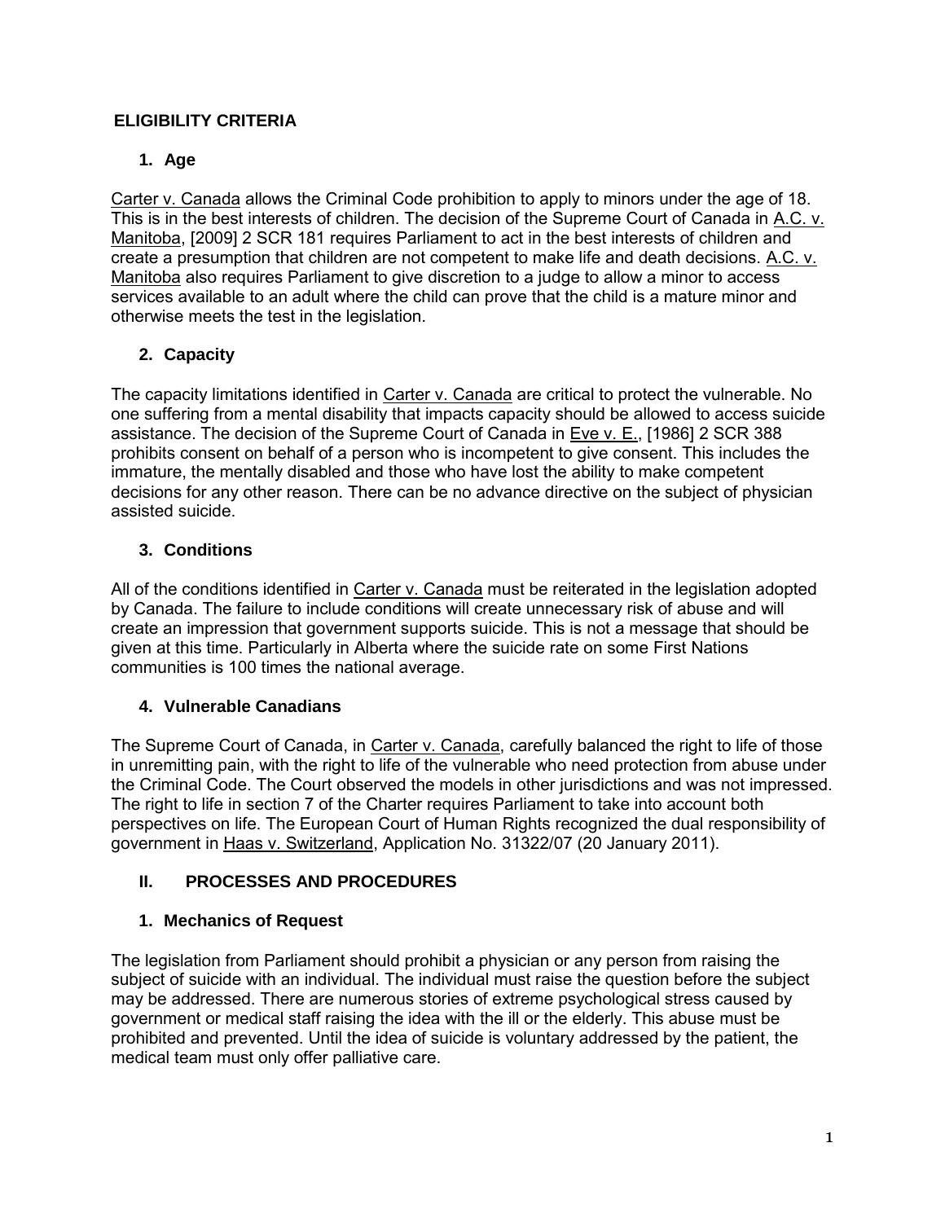## ELIGIBILITY CRITERIA

### 1. Age

Carter v. Canada allows the Criminal Code prohibition to apply to minors under the age of 18. This is in the best interests of children. The decision of the Supreme Court of Canada in A.C. v. Manitoba, [2009] 2 SCR 181 requires Parliament to act in the best interests of children and create a presumption that children are not competent to make life and death decisions. A.C. v. Manitoba also requires Parliament to give discretion to a judge to allow a minor to access services available to an adult where the child can prove that the child is a mature minor and otherwise meets the test in the legislation.

### 2. Capacity

The capacity limitations identified in Carter v. Canada are critical to protect the vulnerable. No one suffering from a mental disability that impacts capacity should be allowed to access suicide assistance. The decision of the Supreme Court of Canada in Eve v. E., [1986] 2 SCR 388 prohibits consent on behalf of a person who is incompetent to give consent. This includes the immature, the mentally disabled and those who have lost the ability to make competent decisions for any other reason. There can be no advance directive on the subject of physician assisted suicide.

### 3. Conditions

All of the conditions identified in Carter v. Canada must be reiterated in the legislation adopted by Canada. The failure to include conditions will create unnecessary risk of abuse and will create an impression that government supports suicide. This is not a message that should be given at this time. Particularly in Alberta where the suicide rate on some First Nations communities is 100 times the national average.

### 4. Vulnerable Canadians

The Supreme Court of Canada, in Carter v. Canada, carefully balanced the right to life of those in unremitting pain, with the right to life of the vulnerable who need protection from abuse under the Criminal Code. The Court observed the models in other jurisdictions and was not impressed. The right to life in section 7 of the Charter requires Parliament to take into account both perspectives on life. The European Court of Human Rights recognized the dual responsibility of government in Haas v. Switzerland, Application No. 31322/07 (20 January 2011).

## II. PROCESSES AND PROCEDURES

### 1. Mechanics of Request

The legislation from Parliament should prohibit a physician or any person from raising the subject of suicide with an individual. The individual must raise the question before the subject may be addressed. There are numerous stories of extreme psychological stress caused by government or medical staff raising the idea with the ill or the elderly. This abuse must be prohibited and prevented. Until the idea of suicide is voluntary addressed by the patient, the medical team must only offer palliative care.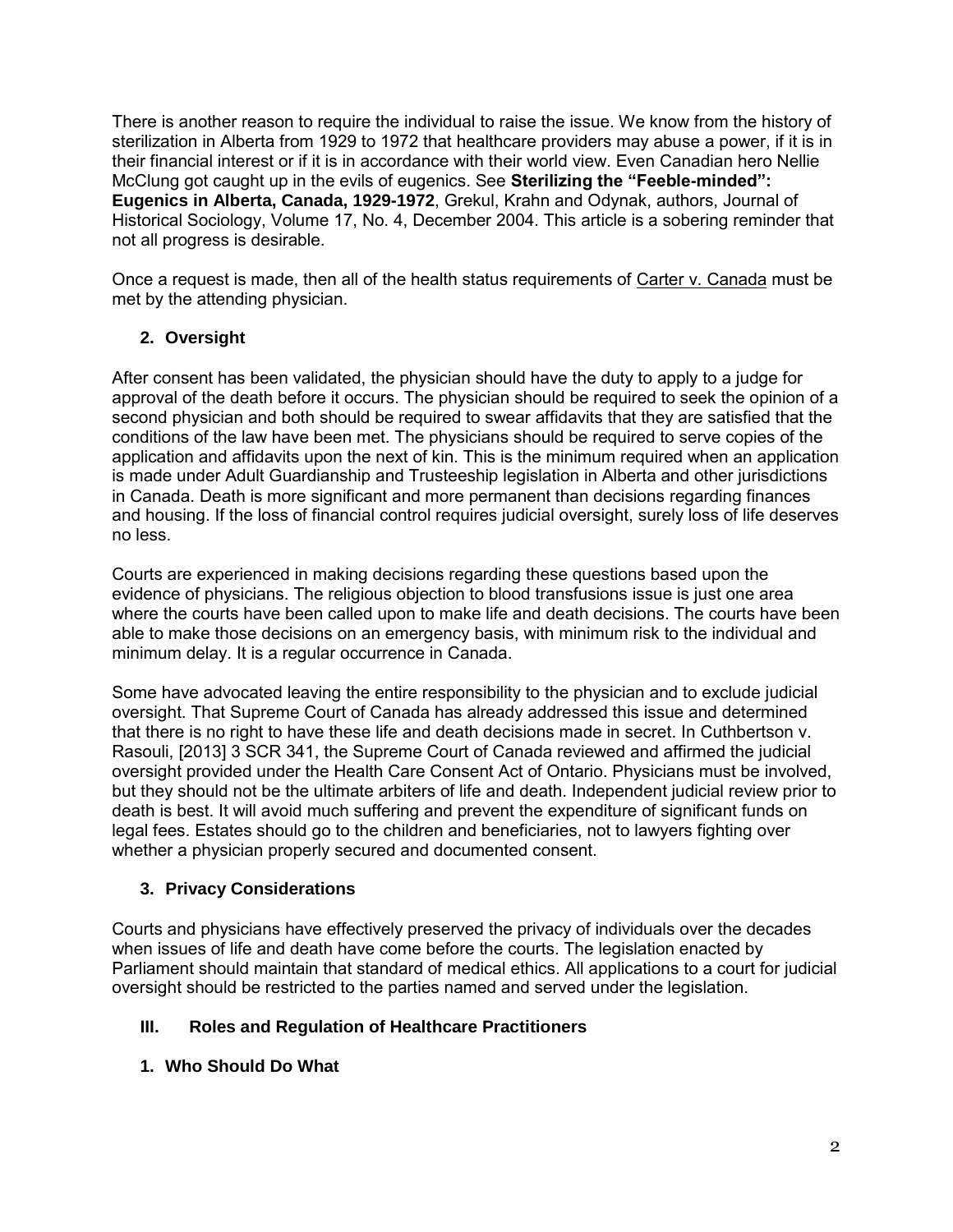There is another reason to require the individual to raise the issue. We know from the history of sterilization in Alberta from 1929 to 1972 that healthcare providers may abuse a power, if it is in their financial interest or if it is in accordance with their world view. Even Canadian hero Nellie McClung got caught up in the evils of eugenics. See **Sterilizing the "Feeble-minded": Eugenics in Alberta, Canada, 1929-1972**, Grekul, Krahn and Odynak, authors, Journal of Historical Sociology, Volume 17, No. 4, December 2004. This article is a sobering reminder that not all progress is desirable.

Once a request is made, then all of the health status requirements of Carter v. Canada must be met by the attending physician.

### 2. Oversight

After consent has been validated, the physician should have the duty to apply to a judge for approval of the death before it occurs. The physician should be required to seek the opinion of a second physician and both should be required to swear affidavits that they are satisfied that the conditions of the law have been met. The physicians should be required to serve copies of the application and affidavits upon the next of kin. This is the minimum required when an application is made under Adult Guardianship and Trusteeship legislation in Alberta and other jurisdictions in Canada. Death is more significant and more permanent than decisions regarding finances and housing. If the loss of financial control requires judicial oversight, surely loss of life deserves no less.

Courts are experienced in making decisions regarding these questions based upon the evidence of physicians. The religious objection to blood transfusions issue is just one area where the courts have been called upon to make life and death decisions. The courts have been able to make those decisions on an emergency basis, with minimum risk to the individual and minimum delay. It is a regular occurrence in Canada.

Some have advocated leaving the entire responsibility to the physician and to exclude judicial oversight. That Supreme Court of Canada has already addressed this issue and determined that there is no right to have these life and death decisions made in secret. In Cuthbertson v. Rasouli, [2013] 3 SCR 341, the Supreme Court of Canada reviewed and affirmed the judicial oversight provided under the Health Care Consent Act of Ontario. Physicians must be involved, but they should not be the ultimate arbiters of life and death. Independent judicial review prior to death is best. It will avoid much suffering and prevent the expenditure of significant funds on legal fees. Estates should go to the children and beneficiaries, not to lawyers fighting over whether a physician properly secured and documented consent.

### 3. Privacy Considerations

Courts and physicians have effectively preserved the privacy of individuals over the decades when issues of life and death have come before the courts. The legislation enacted by Parliament should maintain that standard of medical ethics. All applications to a court for judicial oversight should be restricted to the parties named and served under the legislation.

## III. Roles and Regulation of Healthcare Practitioners

### 1. Who Should Do What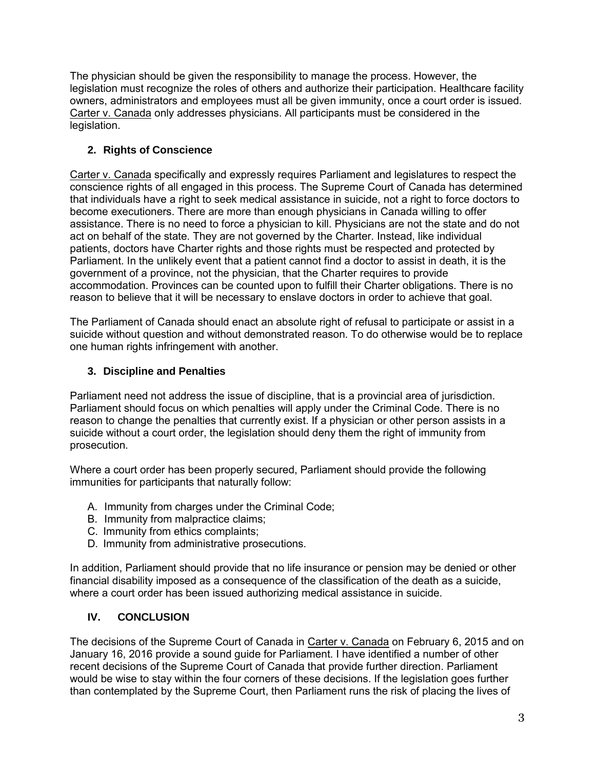The physician should be given the responsibility to manage the process. However, the legislation must recognize the roles of others and authorize their participation. Healthcare facility owners, administrators and employees must all be given immunity, once a court order is issued. Carter v. Canada only addresses physicians. All participants must be considered in the legislation.

### 2. Rights of Conscience

Carter v. Canada specifically and expressly requires Parliament and legislatures to respect the conscience rights of all engaged in this process. The Supreme Court of Canada has determined that individuals have a right to seek medical assistance in suicide, not a right to force doctors to become executioners. There are more than enough physicians in Canada willing to offer assistance. There is no need to force a physician to kill. Physicians are not the state and do not act on behalf of the state. They are not governed by the Charter. Instead, like individual patients, doctors have Charter rights and those rights must be respected and protected by Parliament. In the unlikely event that a patient cannot find a doctor to assist in death, it is the government of a province, not the physician, that the Charter requires to provide accommodation. Provinces can be counted upon to fulfill their Charter obligations. There is no reason to believe that it will be necessary to enslave doctors in order to achieve that goal.

The Parliament of Canada should enact an absolute right of refusal to participate or assist in a suicide without question and without demonstrated reason. To do otherwise would be to replace one human rights infringement with another.

### 3. Discipline and Penalties

Parliament need not address the issue of discipline, that is a provincial area of jurisdiction. Parliament should focus on which penalties will apply under the Criminal Code. There is no reason to change the penalties that currently exist. If a physician or other person assists in a suicide without a court order, the legislation should deny them the right of immunity from prosecution.

Where a court order has been properly secured, Parliament should provide the following immunities for participants that naturally follow:

A. Immunity from charges under the Criminal Code;
B. Immunity from malpractice claims;
C. Immunity from ethics complaints;
D. Immunity from administrative prosecutions.

In addition, Parliament should provide that no life insurance or pension may be denied or other financial disability imposed as a consequence of the classification of the death as a suicide, where a court order has been issued authorizing medical assistance in suicide.

## IV. CONCLUSION

The decisions of the Supreme Court of Canada in Carter v. Canada on February 6, 2015 and on January 16, 2016 provide a sound guide for Parliament. I have identified a number of other recent decisions of the Supreme Court of Canada that provide further direction. Parliament would be wise to stay within the four corners of these decisions. If the legislation goes further than contemplated by the Supreme Court, then Parliament runs the risk of placing the lives of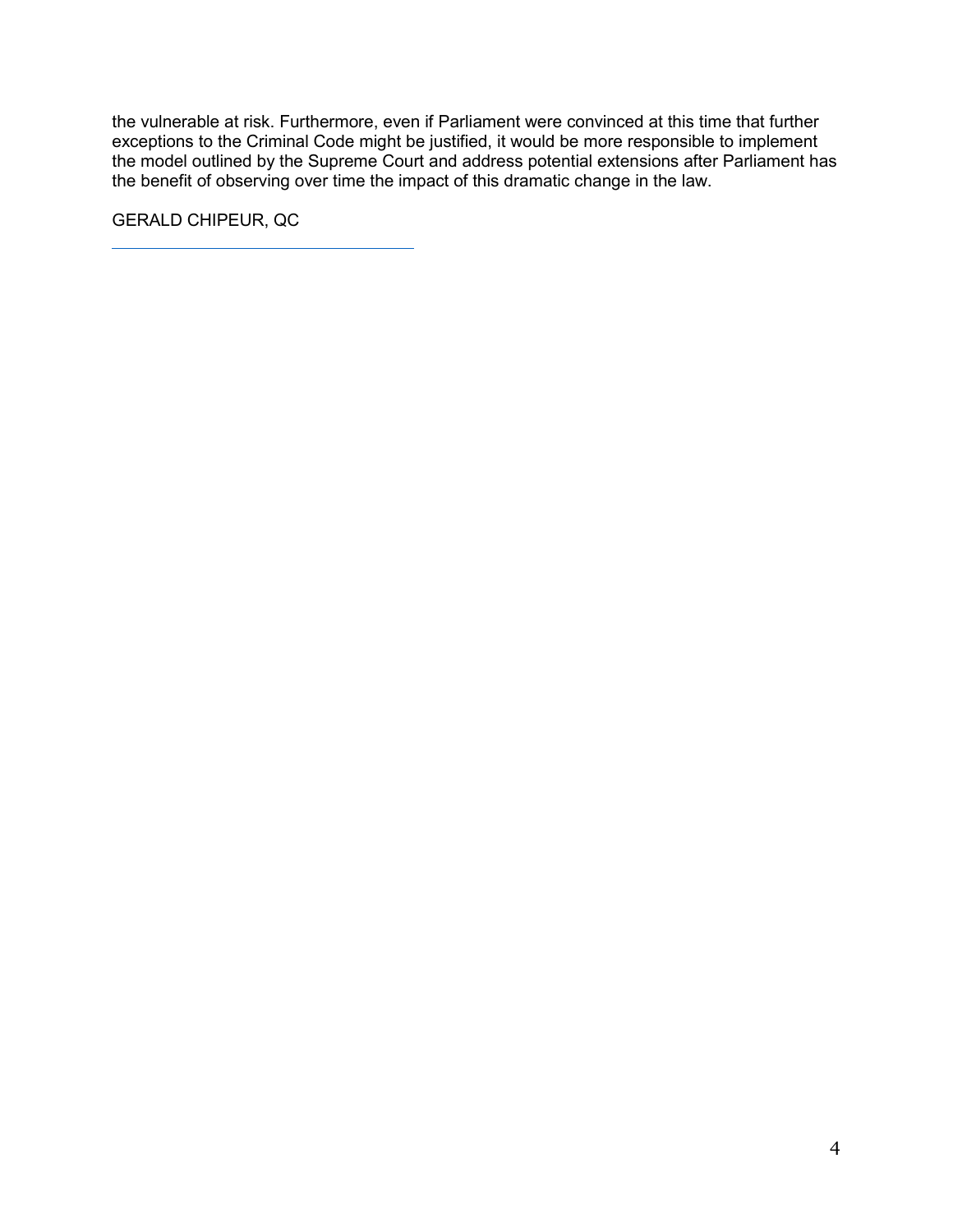the vulnerable at risk. Furthermore, even if Parliament were convinced at this time that further exceptions to the Criminal Code might be justified, it would be more responsible to implement the model outlined by the Supreme Court and address potential extensions after Parliament has the benefit of observing over time the impact of this dramatic change in the law.

GERALD CHIPEUR, QC